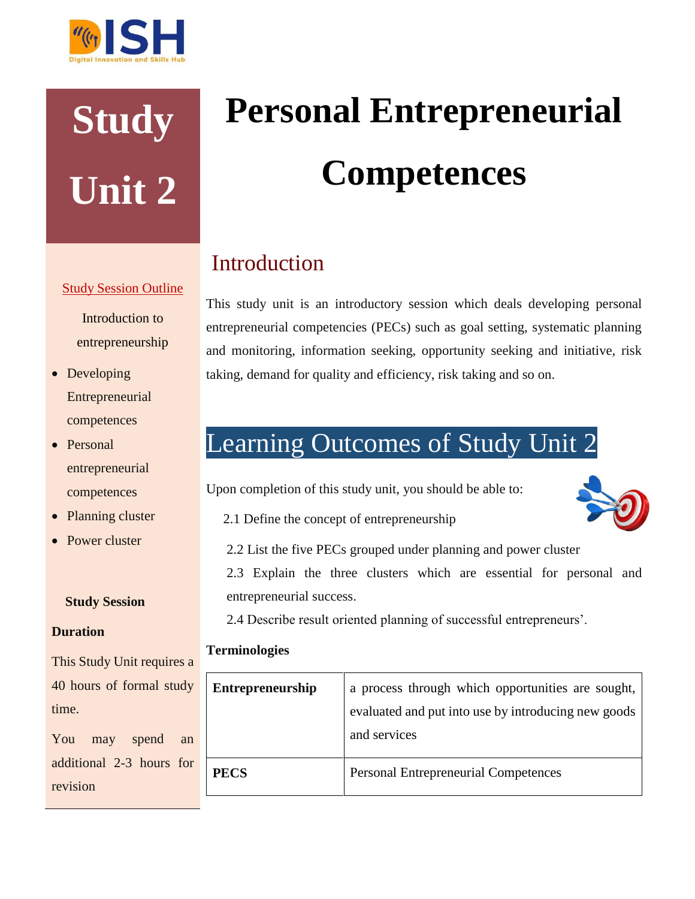# Study Unit 2

# Personal Entrepreneurial Competences

**Study Session Outline**

Introduction to entrepreneurship

- Developing Entrepreneurial competences
- Personal entrepreneurial competences
- Planning cluster
- Power cluster

**Study Session Duration**

This Study Unit requires a 40 hours of formal study time.

You may spend an additional 2-3 hours for revision

## Introduction

This study unit is an introductory session which deals developing personal entrepreneurial competencies (PECs) such as goal setting, systematic planning and monitoring, information seeking, opportunity seeking and initiative, risk taking, demand for quality and efficiency, risk taking and so on.

## Learning Outcomes of Study Unit 2

Upon completion of this study unit, you should be able to:

2.1 Define the concept of entrepreneurship

2.2 List the five PECs grouped under planning and power cluster

2.3 Explain the three clusters which are essential for personal and entrepreneurial success.

2.4 Describe result oriented planning of successful entrepreneurs'.

**Terminologies**

| | |
|---|---|
| **Entrepreneurship** | a process through which opportunities are sought, evaluated and put into use by introducing new goods and services |
| **PECS** | Personal Entrepreneurial Competences |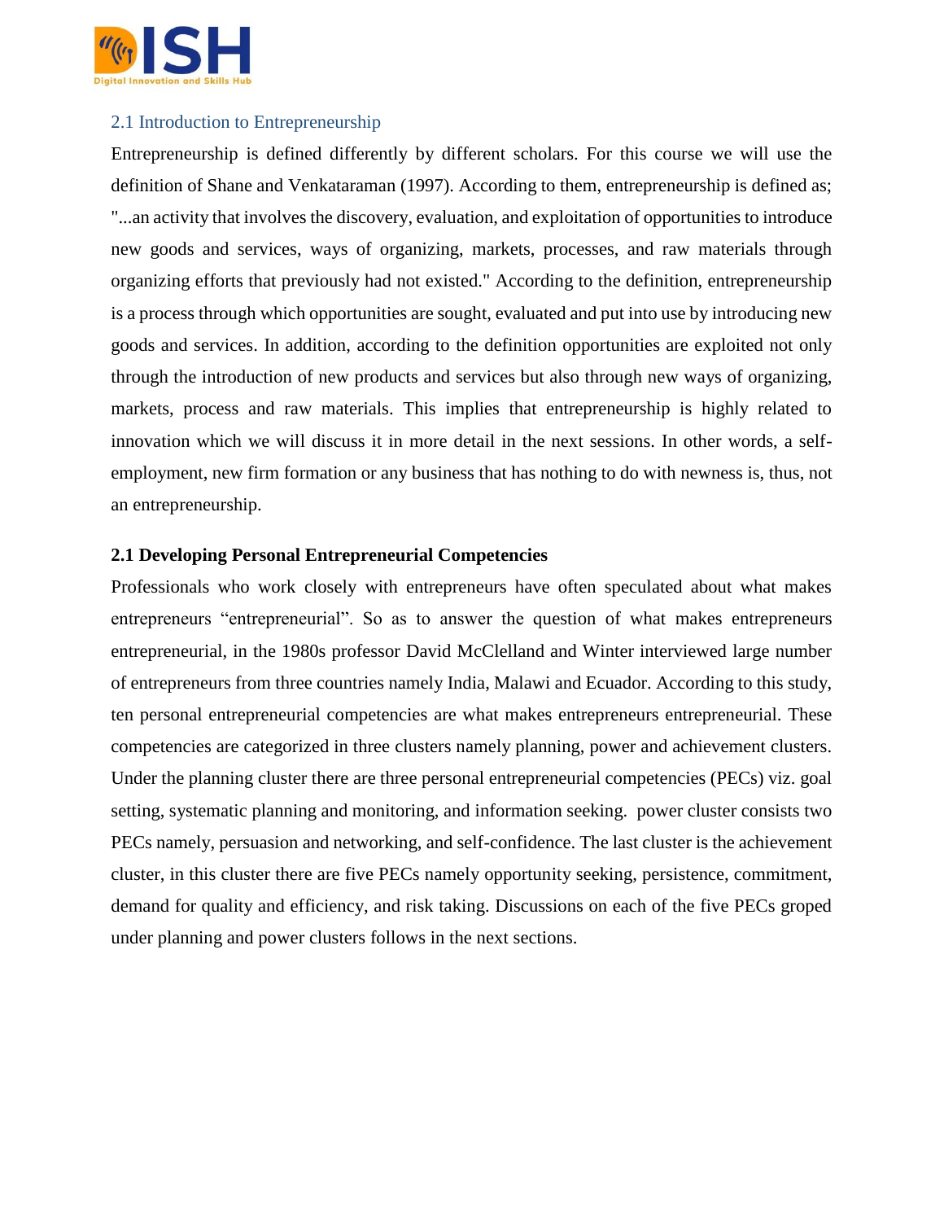## 2.1 Introduction to Entrepreneurship

Entrepreneurship is defined differently by different scholars. For this course we will use the definition of Shane and Venkataraman (1997). According to them, entrepreneurship is defined as; "...an activity that involves the discovery, evaluation, and exploitation of opportunities to introduce new goods and services, ways of organizing, markets, processes, and raw materials through organizing efforts that previously had not existed." According to the definition, entrepreneurship is a process through which opportunities are sought, evaluated and put into use by introducing new goods and services. In addition, according to the definition opportunities are exploited not only through the introduction of new products and services but also through new ways of organizing, markets, process and raw materials. This implies that entrepreneurship is highly related to innovation which we will discuss it in more detail in the next sessions. In other words, a self-employment, new firm formation or any business that has nothing to do with newness is, thus, not an entrepreneurship.

### 2.1 Developing Personal Entrepreneurial Competencies

Professionals who work closely with entrepreneurs have often speculated about what makes entrepreneurs "entrepreneurial". So as to answer the question of what makes entrepreneurs entrepreneurial, in the 1980s professor David McClelland and Winter interviewed large number of entrepreneurs from three countries namely India, Malawi and Ecuador. According to this study, ten personal entrepreneurial competencies are what makes entrepreneurs entrepreneurial. These competencies are categorized in three clusters namely planning, power and achievement clusters. Under the planning cluster there are three personal entrepreneurial competencies (PECs) viz. goal setting, systematic planning and monitoring, and information seeking. power cluster consists two PECs namely, persuasion and networking, and self-confidence. The last cluster is the achievement cluster, in this cluster there are five PECs namely opportunity seeking, persistence, commitment, demand for quality and efficiency, and risk taking. Discussions on each of the five PECs groped under planning and power clusters follows in the next sections.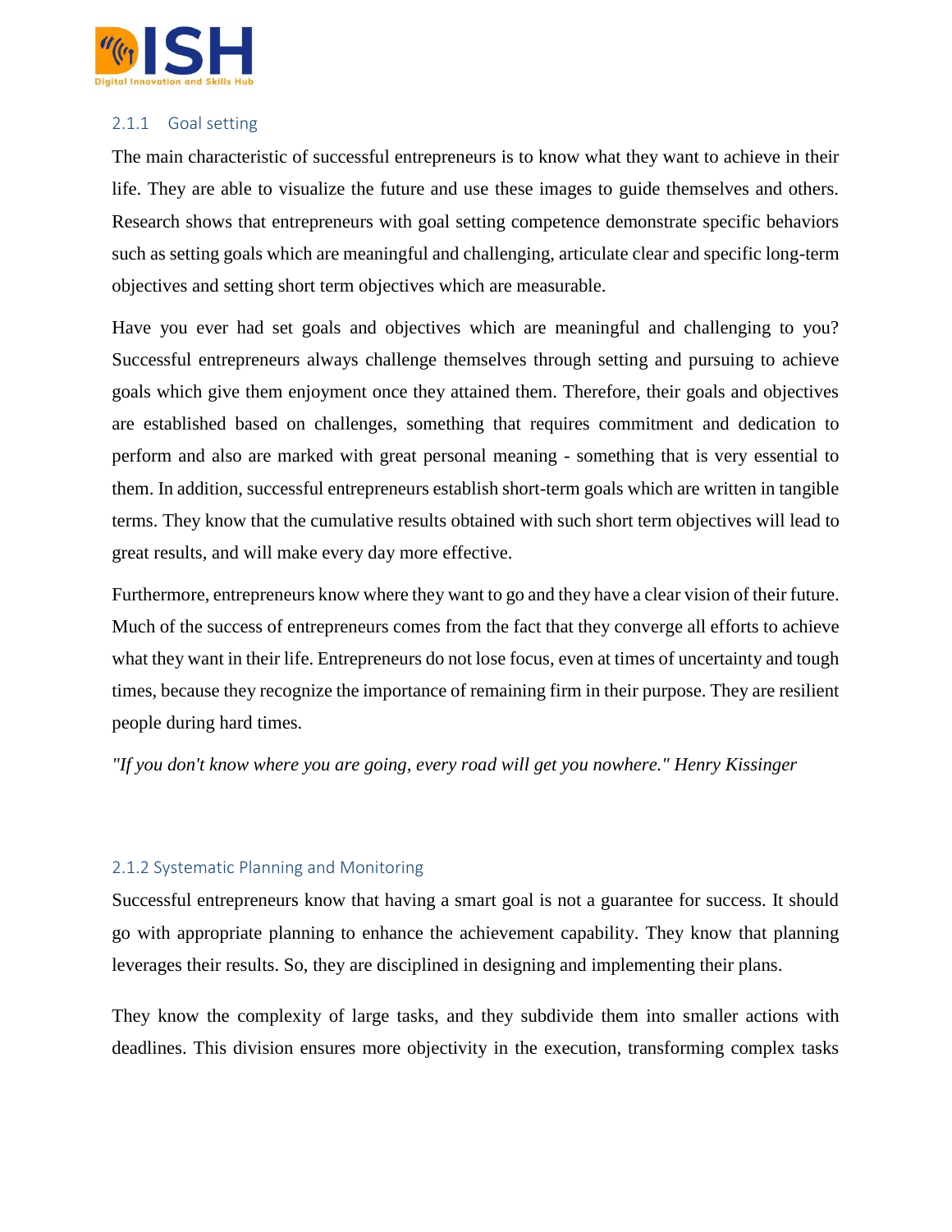### 2.1.1 Goal setting

The main characteristic of successful entrepreneurs is to know what they want to achieve in their life. They are able to visualize the future and use these images to guide themselves and others. Research shows that entrepreneurs with goal setting competence demonstrate specific behaviors such as setting goals which are meaningful and challenging, articulate clear and specific long-term objectives and setting short term objectives which are measurable.

Have you ever had set goals and objectives which are meaningful and challenging to you? Successful entrepreneurs always challenge themselves through setting and pursuing to achieve goals which give them enjoyment once they attained them. Therefore, their goals and objectives are established based on challenges, something that requires commitment and dedication to perform and also are marked with great personal meaning - something that is very essential to them. In addition, successful entrepreneurs establish short-term goals which are written in tangible terms. They know that the cumulative results obtained with such short term objectives will lead to great results, and will make every day more effective.

Furthermore, entrepreneurs know where they want to go and they have a clear vision of their future. Much of the success of entrepreneurs comes from the fact that they converge all efforts to achieve what they want in their life. Entrepreneurs do not lose focus, even at times of uncertainty and tough times, because they recognize the importance of remaining firm in their purpose. They are resilient people during hard times.

*"If you don't know where you are going, every road will get you nowhere." Henry Kissinger*

### 2.1.2 Systematic Planning and Monitoring

Successful entrepreneurs know that having a smart goal is not a guarantee for success. It should go with appropriate planning to enhance the achievement capability. They know that planning leverages their results. So, they are disciplined in designing and implementing their plans.

They know the complexity of large tasks, and they subdivide them into smaller actions with deadlines. This division ensures more objectivity in the execution, transforming complex tasks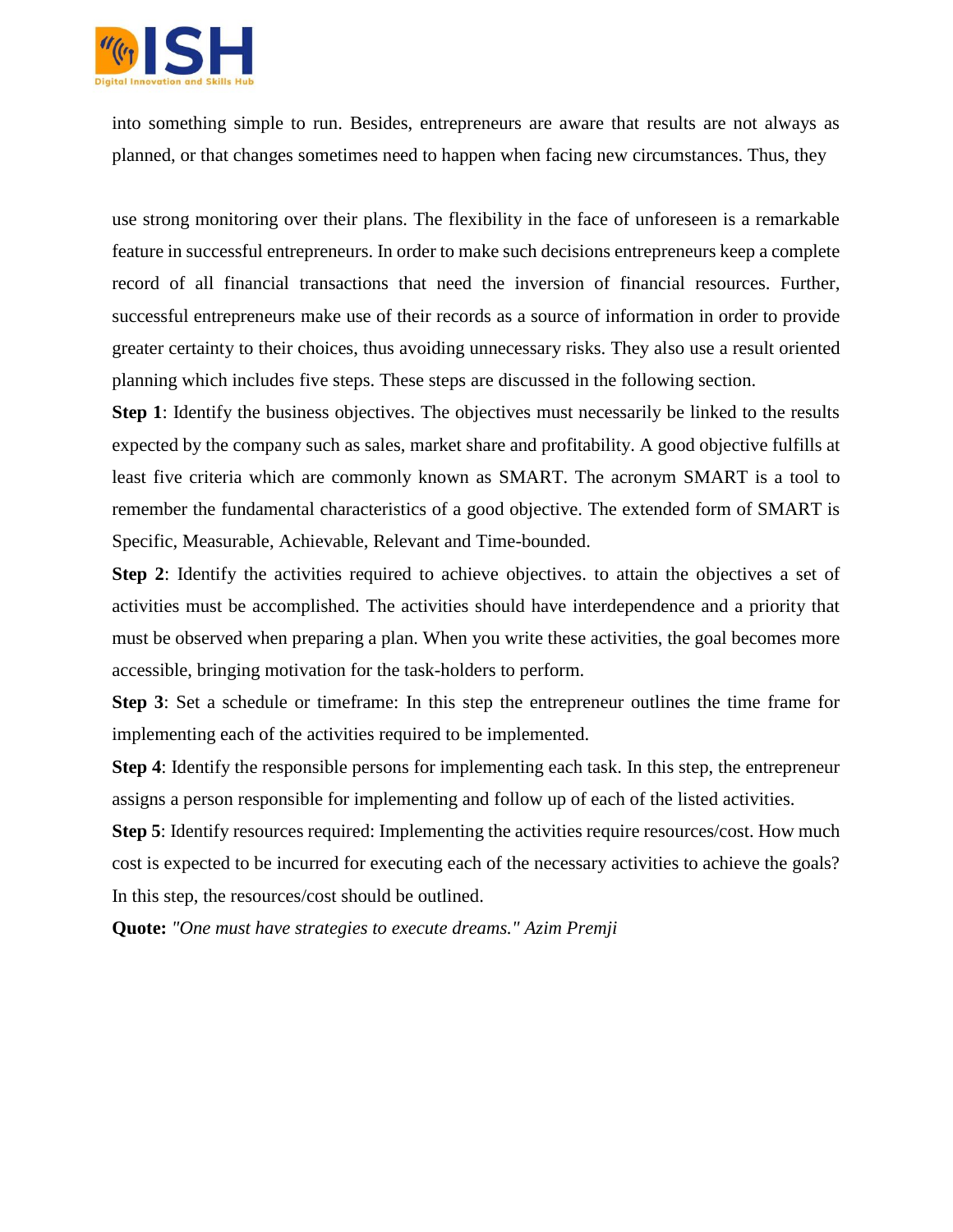into something simple to run. Besides, entrepreneurs are aware that results are not always as planned, or that changes sometimes need to happen when facing new circumstances. Thus, they

use strong monitoring over their plans. The flexibility in the face of unforeseen is a remarkable feature in successful entrepreneurs. In order to make such decisions entrepreneurs keep a complete record of all financial transactions that need the inversion of financial resources. Further, successful entrepreneurs make use of their records as a source of information in order to provide greater certainty to their choices, thus avoiding unnecessary risks. They also use a result oriented planning which includes five steps. These steps are discussed in the following section.

**Step 1**: Identify the business objectives. The objectives must necessarily be linked to the results expected by the company such as sales, market share and profitability. A good objective fulfills at least five criteria which are commonly known as SMART. The acronym SMART is a tool to remember the fundamental characteristics of a good objective. The extended form of SMART is Specific, Measurable, Achievable, Relevant and Time-bounded.

**Step 2**: Identify the activities required to achieve objectives. to attain the objectives a set of activities must be accomplished. The activities should have interdependence and a priority that must be observed when preparing a plan. When you write these activities, the goal becomes more accessible, bringing motivation for the task-holders to perform.

**Step 3**: Set a schedule or timeframe: In this step the entrepreneur outlines the time frame for implementing each of the activities required to be implemented.

**Step 4**: Identify the responsible persons for implementing each task. In this step, the entrepreneur assigns a person responsible for implementing and follow up of each of the listed activities.

**Step 5**: Identify resources required: Implementing the activities require resources/cost. How much cost is expected to be incurred for executing each of the necessary activities to achieve the goals? In this step, the resources/cost should be outlined.

**Quote:** *"One must have strategies to execute dreams." Azim Premji*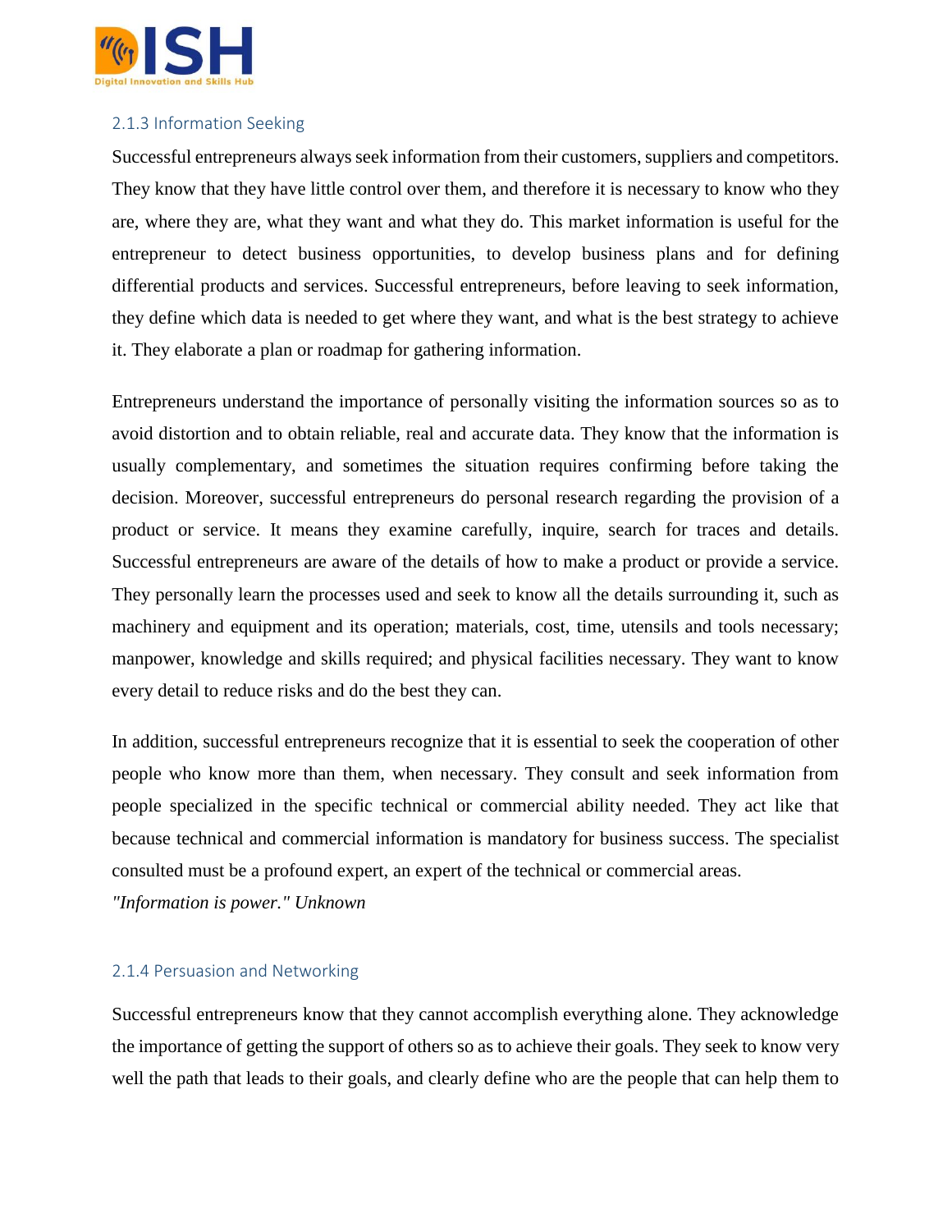### 2.1.3 Information Seeking

Successful entrepreneurs always seek information from their customers, suppliers and competitors. They know that they have little control over them, and therefore it is necessary to know who they are, where they are, what they want and what they do. This market information is useful for the entrepreneur to detect business opportunities, to develop business plans and for defining differential products and services. Successful entrepreneurs, before leaving to seek information, they define which data is needed to get where they want, and what is the best strategy to achieve it. They elaborate a plan or roadmap for gathering information.

Entrepreneurs understand the importance of personally visiting the information sources so as to avoid distortion and to obtain reliable, real and accurate data. They know that the information is usually complementary, and sometimes the situation requires confirming before taking the decision. Moreover, successful entrepreneurs do personal research regarding the provision of a product or service. It means they examine carefully, inquire, search for traces and details. Successful entrepreneurs are aware of the details of how to make a product or provide a service. They personally learn the processes used and seek to know all the details surrounding it, such as machinery and equipment and its operation; materials, cost, time, utensils and tools necessary; manpower, knowledge and skills required; and physical facilities necessary. They want to know every detail to reduce risks and do the best they can.

In addition, successful entrepreneurs recognize that it is essential to seek the cooperation of other people who know more than them, when necessary. They consult and seek information from people specialized in the specific technical or commercial ability needed. They act like that because technical and commercial information is mandatory for business success. The specialist consulted must be a profound expert, an expert of the technical or commercial areas.

*"Information is power." Unknown*

### 2.1.4 Persuasion and Networking

Successful entrepreneurs know that they cannot accomplish everything alone. They acknowledge the importance of getting the support of others so as to achieve their goals. They seek to know very well the path that leads to their goals, and clearly define who are the people that can help them to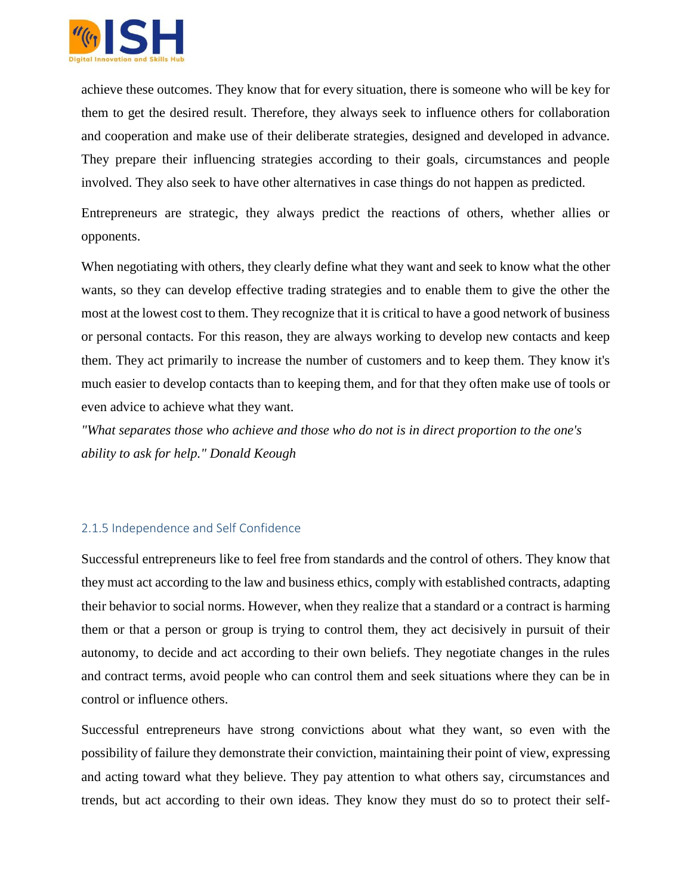achieve these outcomes. They know that for every situation, there is someone who will be key for them to get the desired result. Therefore, they always seek to influence others for collaboration and cooperation and make use of their deliberate strategies, designed and developed in advance. They prepare their influencing strategies according to their goals, circumstances and people involved. They also seek to have other alternatives in case things do not happen as predicted.

Entrepreneurs are strategic, they always predict the reactions of others, whether allies or opponents.

When negotiating with others, they clearly define what they want and seek to know what the other wants, so they can develop effective trading strategies and to enable them to give the other the most at the lowest cost to them. They recognize that it is critical to have a good network of business or personal contacts. For this reason, they are always working to develop new contacts and keep them. They act primarily to increase the number of customers and to keep them. They know it's much easier to develop contacts than to keeping them, and for that they often make use of tools or even advice to achieve what they want.

*"What separates those who achieve and those who do not is in direct proportion to the one's ability to ask for help." Donald Keough*

### 2.1.5 Independence and Self Confidence

Successful entrepreneurs like to feel free from standards and the control of others. They know that they must act according to the law and business ethics, comply with established contracts, adapting their behavior to social norms. However, when they realize that a standard or a contract is harming them or that a person or group is trying to control them, they act decisively in pursuit of their autonomy, to decide and act according to their own beliefs. They negotiate changes in the rules and contract terms, avoid people who can control them and seek situations where they can be in control or influence others.

Successful entrepreneurs have strong convictions about what they want, so even with the possibility of failure they demonstrate their conviction, maintaining their point of view, expressing and acting toward what they believe. They pay attention to what others say, circumstances and trends, but act according to their own ideas. They know they must do so to protect their self-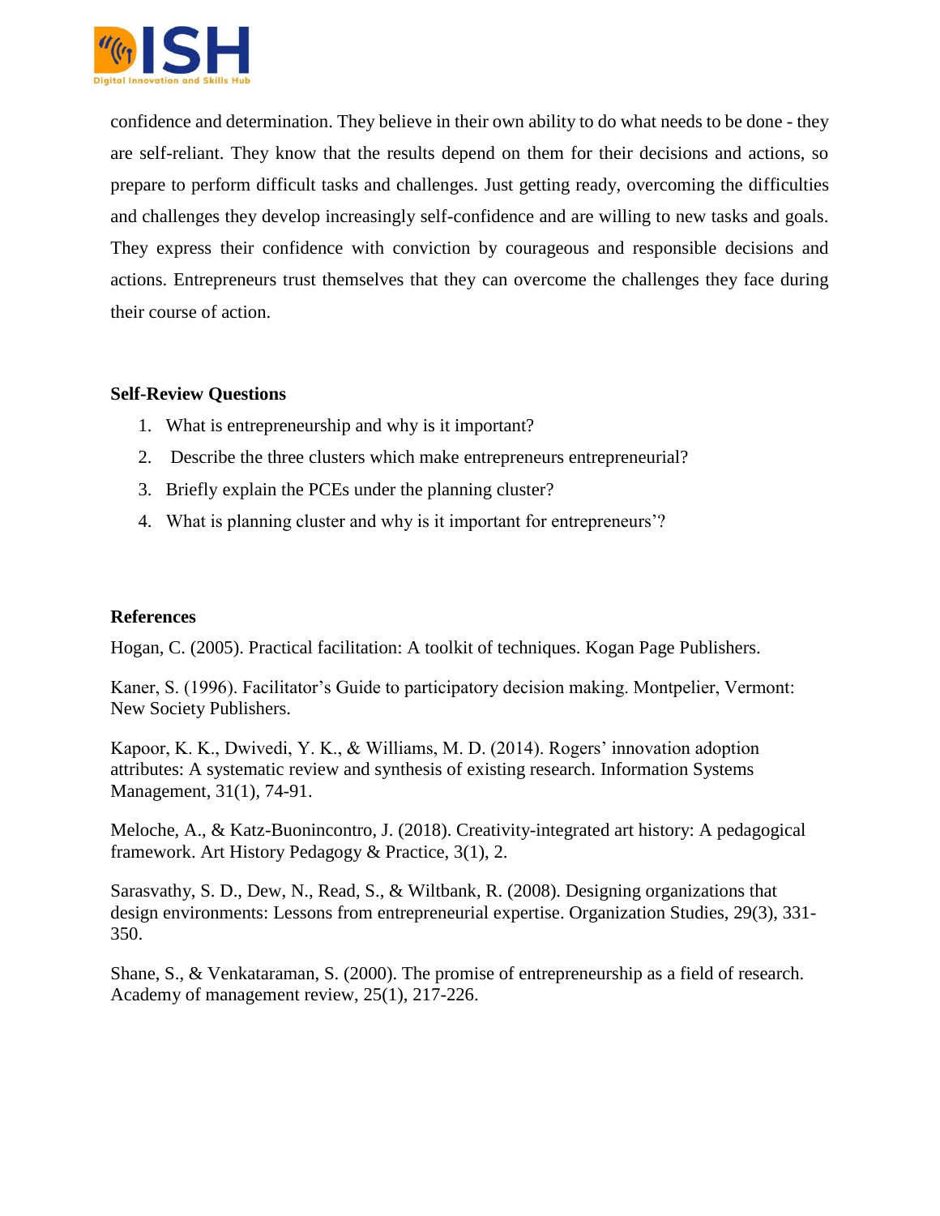confidence and determination. They believe in their own ability to do what needs to be done - they are self-reliant. They know that the results depend on them for their decisions and actions, so prepare to perform difficult tasks and challenges. Just getting ready, overcoming the difficulties and challenges they develop increasingly self-confidence and are willing to new tasks and goals. They express their confidence with conviction by courageous and responsible decisions and actions. Entrepreneurs trust themselves that they can overcome the challenges they face during their course of action.

**Self-Review Questions**

1. What is entrepreneurship and why is it important?
2. Describe the three clusters which make entrepreneurs entrepreneurial?
3. Briefly explain the PCEs under the planning cluster?
4. What is planning cluster and why is it important for entrepreneurs'?

**References**

Hogan, C. (2005). Practical facilitation: A toolkit of techniques. Kogan Page Publishers.

Kaner, S. (1996). Facilitator's Guide to participatory decision making. Montpelier, Vermont: New Society Publishers.

Kapoor, K. K., Dwivedi, Y. K., & Williams, M. D. (2014). Rogers' innovation adoption attributes: A systematic review and synthesis of existing research. Information Systems Management, 31(1), 74-91.

Meloche, A., & Katz-Buonincontro, J. (2018). Creativity-integrated art history: A pedagogical framework. Art History Pedagogy & Practice, 3(1), 2.

Sarasvathy, S. D., Dew, N., Read, S., & Wiltbank, R. (2008). Designing organizations that design environments: Lessons from entrepreneurial expertise. Organization Studies, 29(3), 331-350.

Shane, S., & Venkataraman, S. (2000). The promise of entrepreneurship as a field of research. Academy of management review, 25(1), 217-226.